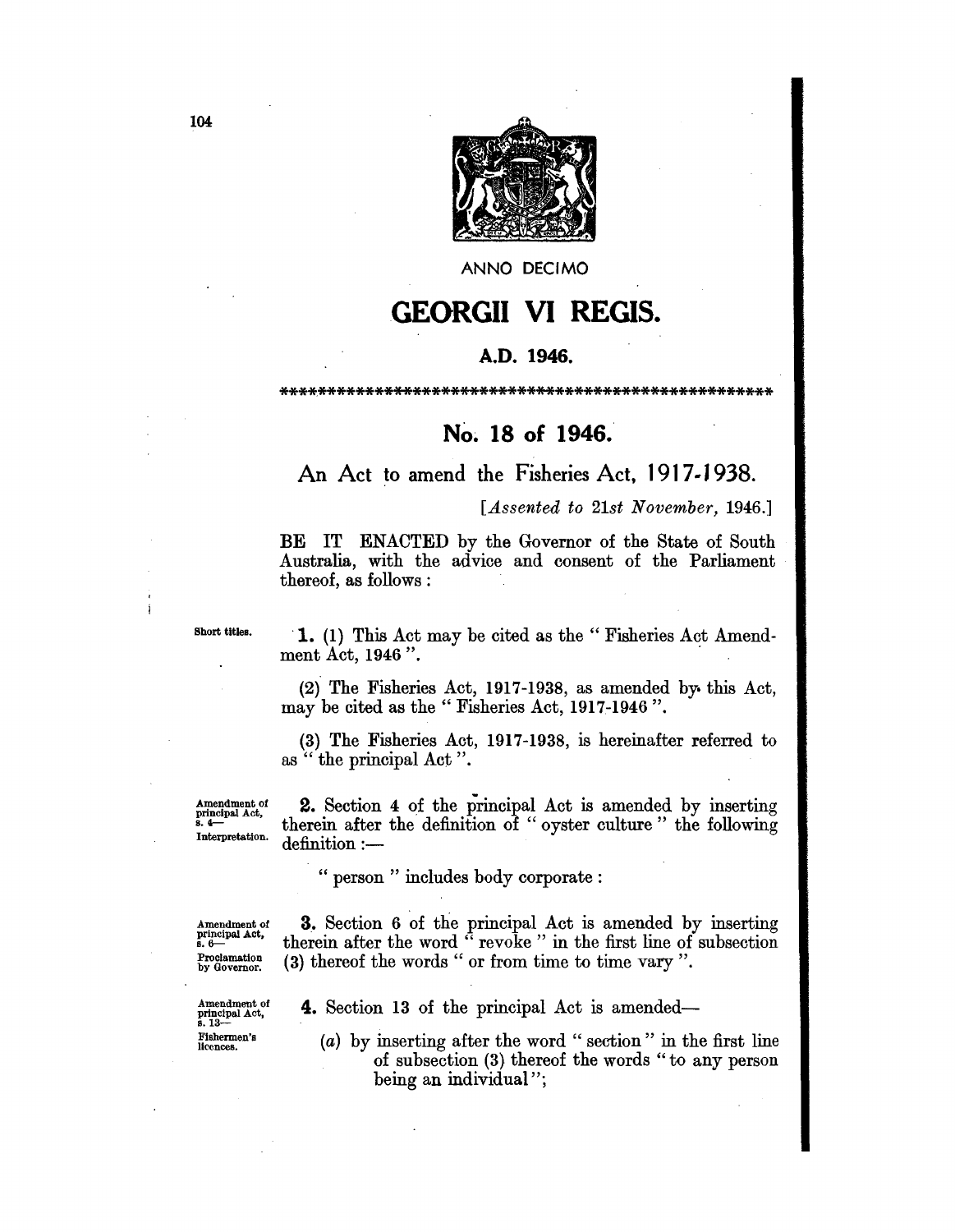ANNO DECIMO

# GEORGII VI REGIS.

**A.D. 1946.**

*****************************************************

## No. 18 of 1946.

### An Act to amend the Fisheries Act, 1917-1938.

[*Assented to 21st November, 1946.*]

BE IT ENACTED by the Governor of the State of South Australia, with the advice and consent of the Parliament thereof, as follows:

Short titles.

**1.** (1) This Act may be cited as the " Fisheries Act Amendment Act, 1946 ".

(2) The Fisheries Act, 1917-1938, as amended by this Act, may be cited as the " Fisheries Act, 1917-1946 ".

(3) The Fisheries Act, 1917-1938, is hereinafter referred to as " the principal Act ".

Amendment of principal Act, s. 4— Interpretation.

**2.** Section 4 of the principal Act is amended by inserting therein after the definition of " oyster culture " the following definition :—

" person " includes body corporate :

Amendment of principal Act, s. 6— Proclamation by Governor.

**3.** Section 6 of the principal Act is amended by inserting therein after the word " revoke " in the first line of subsection (3) thereof the words " or from time to time vary ".

Amendment of principal Act, s. 13— Fishermen's licences.

**4.** Section 13 of the principal Act is amended—

(*a*) by inserting after the word " section " in the first line of subsection (3) thereof the words " to any person being an individual ";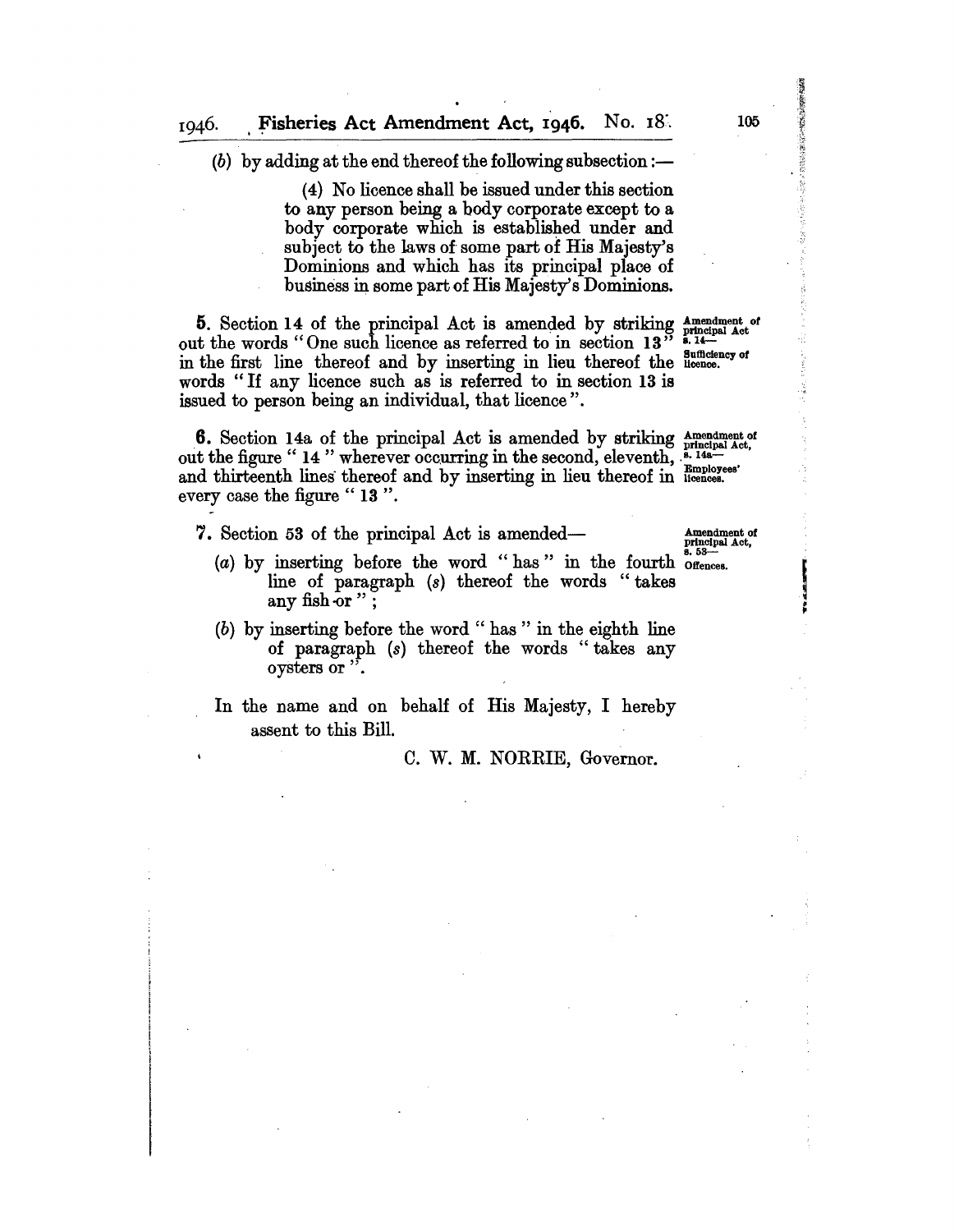(*b*) by adding at the end thereof the following subsection:—

> (4) No licence shall be issued under this section to any person being a body corporate except to a body corporate which is established under and subject to the laws of some part of His Majesty's Dominions and which has its principal place of business in some part of His Majesty's Dominions.

**5.** Section 14 of the principal Act is amended by striking out the words "One such licence as referred to in section 13" in the first line thereof and by inserting in lieu thereof the words "If any licence such as is referred to in section 13 is issued to person being an individual, that licence".

*Amendment of principal Act s. 14—Sufficiency of licence.*

**6.** Section 14a of the principal Act is amended by striking out the figure "14" wherever occurring in the second, eleventh, and thirteenth lines thereof and by inserting in lieu thereof in every case the figure "13".

*Amendment of principal Act, s. 14a—Employees' licences.*

**7.** Section 53 of the principal Act is amended—

*Amendment of principal Act, s. 53—Offences.*

(*a*) by inserting before the word "has" in the fourth line of paragraph (*s*) thereof the words "takes any fish or";

(*b*) by inserting before the word "has" in the eighth line of paragraph (*s*) thereof the words "takes any oysters or".

In the name and on behalf of His Majesty, I hereby assent to this Bill.

C. W. M. NORRIE, Governor.